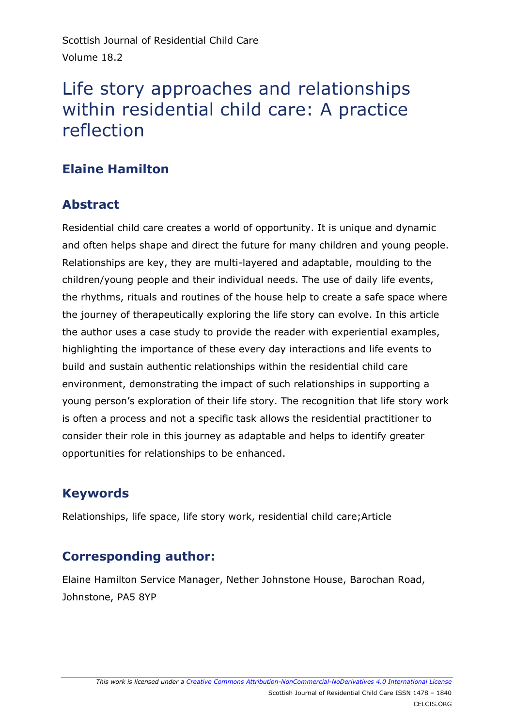# Life story approaches and relationships within residential child care: A practice reflection

## Elaine Hamilton

## Abstract

Residential child care creates a world of opportunity. It is unique and dynamic and often helps shape and direct the future for many children and young people. Relationships are key, they are multi-layered and adaptable, moulding to the children/young people and their individual needs. The use of daily life events, the rhythms, rituals and routines of the house help to create a safe space where the journey of therapeutically exploring the life story can evolve. In this article the author uses a case study to provide the reader with experiential examples, highlighting the importance of these every day interactions and life events to build and sustain authentic relationships within the residential child care environment, demonstrating the impact of such relationships in supporting a young person's exploration of their life story. The recognition that life story work is often a process and not a specific task allows the residential practitioner to consider their role in this journey as adaptable and helps to identify greater opportunities for relationships to be enhanced.

## Keywords

Relationships, life space, life story work, residential child care;Article

## Corresponding author:

Elaine Hamilton Service Manager, Nether Johnstone House, Barochan Road, Johnstone, PA5 8YP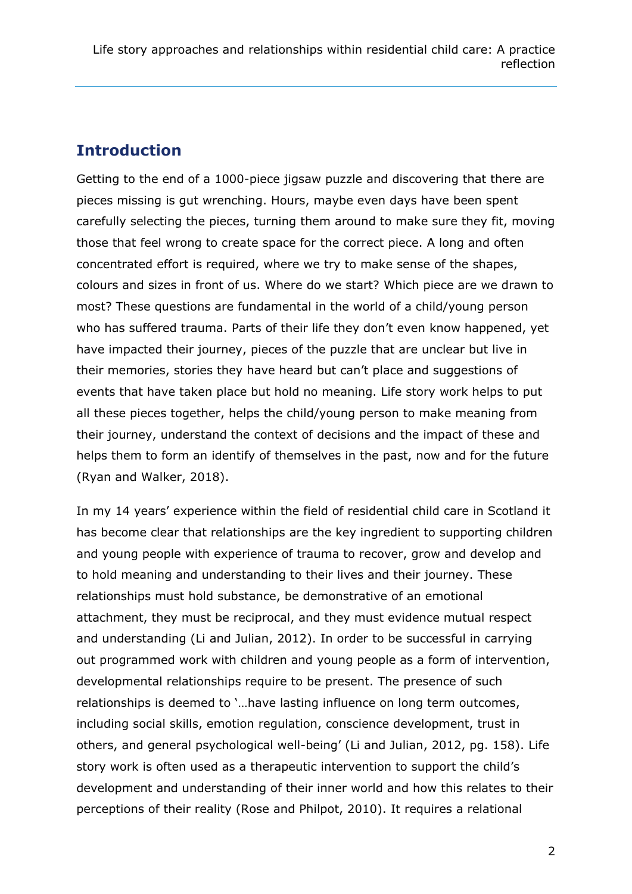## Introduction

Getting to the end of a 1000-piece jigsaw puzzle and discovering that there are pieces missing is gut wrenching. Hours, maybe even days have been spent carefully selecting the pieces, turning them around to make sure they fit, moving those that feel wrong to create space for the correct piece. A long and often concentrated effort is required, where we try to make sense of the shapes, colours and sizes in front of us. Where do we start? Which piece are we drawn to most? These questions are fundamental in the world of a child/young person who has suffered trauma. Parts of their life they don't even know happened, yet have impacted their journey, pieces of the puzzle that are unclear but live in their memories, stories they have heard but can't place and suggestions of events that have taken place but hold no meaning. Life story work helps to put all these pieces together, helps the child/young person to make meaning from their journey, understand the context of decisions and the impact of these and helps them to form an identify of themselves in the past, now and for the future (Ryan and Walker, 2018).

In my 14 years' experience within the field of residential child care in Scotland it has become clear that relationships are the key ingredient to supporting children and young people with experience of trauma to recover, grow and develop and to hold meaning and understanding to their lives and their journey. These relationships must hold substance, be demonstrative of an emotional attachment, they must be reciprocal, and they must evidence mutual respect and understanding (Li and Julian, 2012). In order to be successful in carrying out programmed work with children and young people as a form of intervention, developmental relationships require to be present. The presence of such relationships is deemed to '…have lasting influence on long term outcomes, including social skills, emotion regulation, conscience development, trust in others, and general psychological well-being' (Li and Julian, 2012, pg. 158). Life story work is often used as a therapeutic intervention to support the child's development and understanding of their inner world and how this relates to their perceptions of their reality (Rose and Philpot, 2010). It requires a relational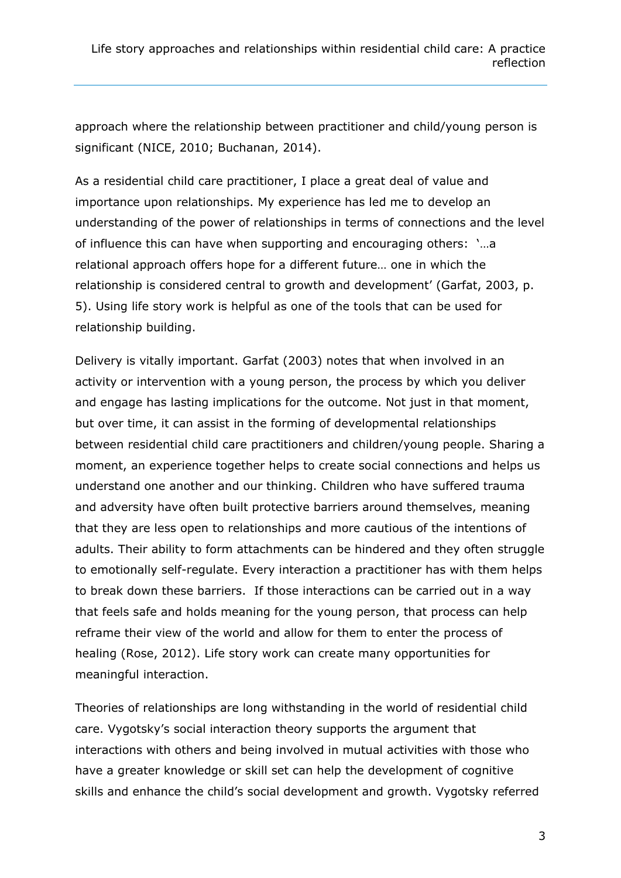approach where the relationship between practitioner and child/young person is significant (NICE, 2010; Buchanan, 2014).

As a residential child care practitioner, I place a great deal of value and importance upon relationships. My experience has led me to develop an understanding of the power of relationships in terms of connections and the level of influence this can have when supporting and encouraging others: '…a relational approach offers hope for a different future… one in which the relationship is considered central to growth and development' (Garfat, 2003, p. 5). Using life story work is helpful as one of the tools that can be used for relationship building.

Delivery is vitally important. Garfat (2003) notes that when involved in an activity or intervention with a young person, the process by which you deliver and engage has lasting implications for the outcome. Not just in that moment, but over time, it can assist in the forming of developmental relationships between residential child care practitioners and children/young people. Sharing a moment, an experience together helps to create social connections and helps us understand one another and our thinking. Children who have suffered trauma and adversity have often built protective barriers around themselves, meaning that they are less open to relationships and more cautious of the intentions of adults. Their ability to form attachments can be hindered and they often struggle to emotionally self-regulate. Every interaction a practitioner has with them helps to break down these barriers. If those interactions can be carried out in a way that feels safe and holds meaning for the young person, that process can help reframe their view of the world and allow for them to enter the process of healing (Rose, 2012). Life story work can create many opportunities for meaningful interaction.

Theories of relationships are long withstanding in the world of residential child care. Vygotsky's social interaction theory supports the argument that interactions with others and being involved in mutual activities with those who have a greater knowledge or skill set can help the development of cognitive skills and enhance the child's social development and growth. Vygotsky referred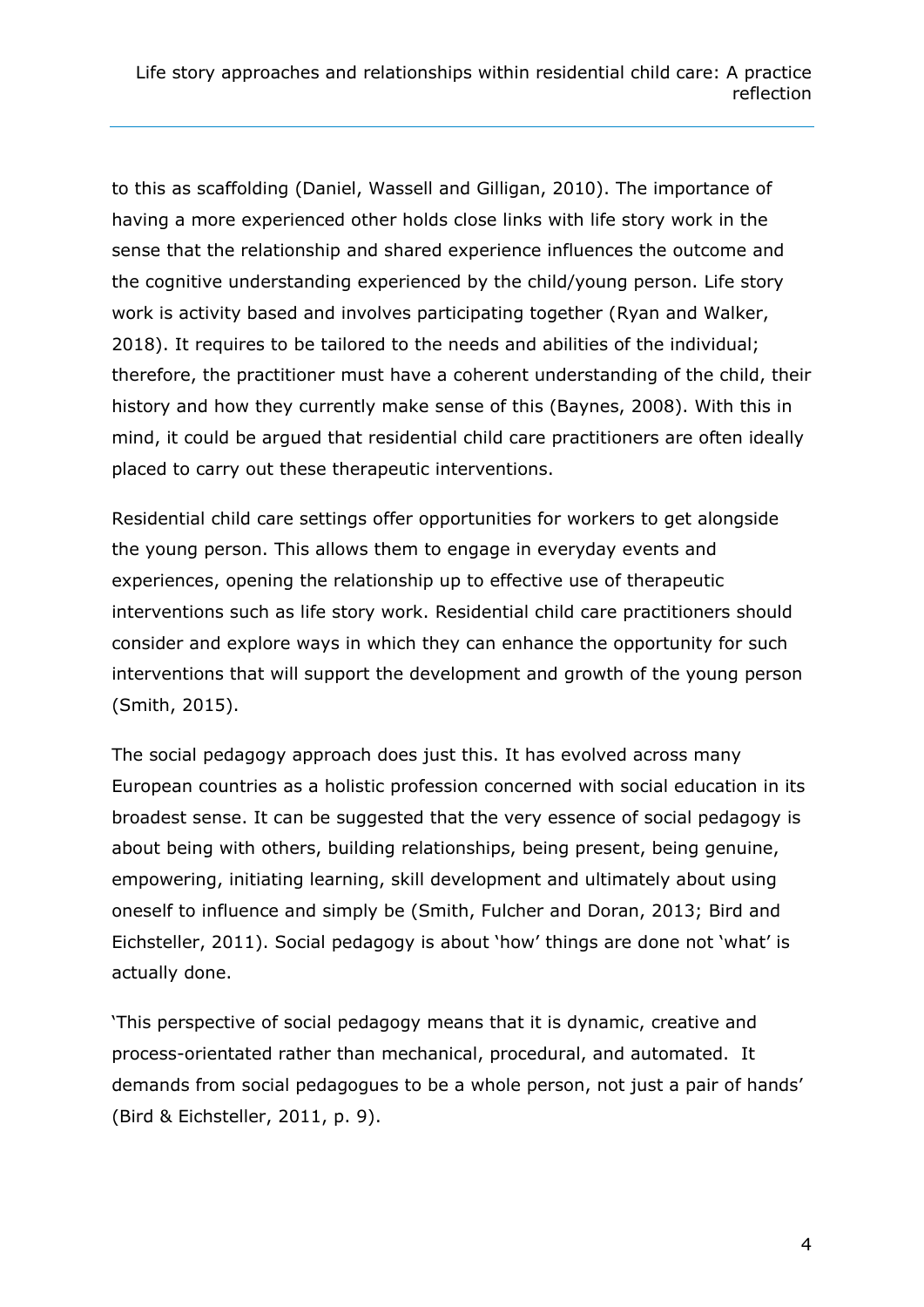to this as scaffolding (Daniel, Wassell and Gilligan, 2010). The importance of having a more experienced other holds close links with life story work in the sense that the relationship and shared experience influences the outcome and the cognitive understanding experienced by the child/young person. Life story work is activity based and involves participating together (Ryan and Walker, 2018). It requires to be tailored to the needs and abilities of the individual; therefore, the practitioner must have a coherent understanding of the child, their history and how they currently make sense of this (Baynes, 2008). With this in mind, it could be argued that residential child care practitioners are often ideally placed to carry out these therapeutic interventions.

Residential child care settings offer opportunities for workers to get alongside the young person. This allows them to engage in everyday events and experiences, opening the relationship up to effective use of therapeutic interventions such as life story work. Residential child care practitioners should consider and explore ways in which they can enhance the opportunity for such interventions that will support the development and growth of the young person (Smith, 2015).

The social pedagogy approach does just this. It has evolved across many European countries as a holistic profession concerned with social education in its broadest sense. It can be suggested that the very essence of social pedagogy is about being with others, building relationships, being present, being genuine, empowering, initiating learning, skill development and ultimately about using oneself to influence and simply be (Smith, Fulcher and Doran, 2013; Bird and Eichsteller, 2011). Social pedagogy is about 'how' things are done not 'what' is actually done.

'This perspective of social pedagogy means that it is dynamic, creative and process-orientated rather than mechanical, procedural, and automated. It demands from social pedagogues to be a whole person, not just a pair of hands' (Bird & Eichsteller, 2011, p. 9).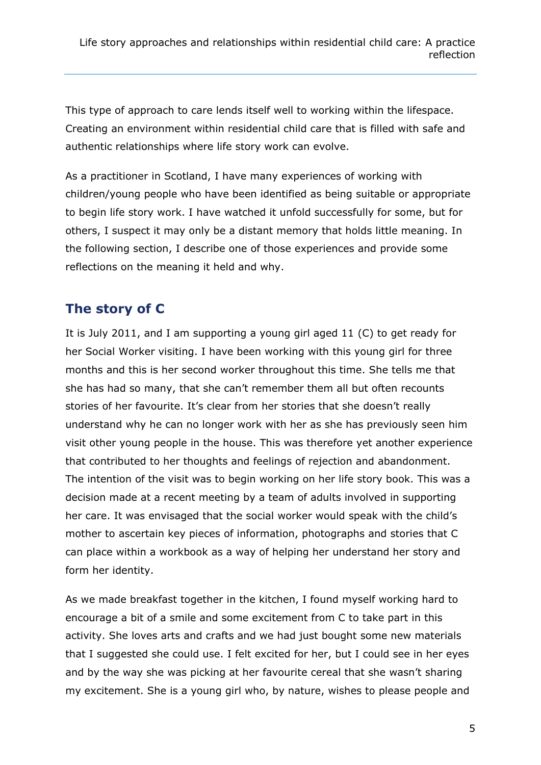This type of approach to care lends itself well to working within the lifespace. Creating an environment within residential child care that is filled with safe and authentic relationships where life story work can evolve.

As a practitioner in Scotland, I have many experiences of working with children/young people who have been identified as being suitable or appropriate to begin life story work. I have watched it unfold successfully for some, but for others, I suspect it may only be a distant memory that holds little meaning. In the following section, I describe one of those experiences and provide some reflections on the meaning it held and why.

## The story of C

It is July 2011, and I am supporting a young girl aged 11 (C) to get ready for her Social Worker visiting. I have been working with this young girl for three months and this is her second worker throughout this time. She tells me that she has had so many, that she can't remember them all but often recounts stories of her favourite. It's clear from her stories that she doesn't really understand why he can no longer work with her as she has previously seen him visit other young people in the house. This was therefore yet another experience that contributed to her thoughts and feelings of rejection and abandonment. The intention of the visit was to begin working on her life story book. This was a decision made at a recent meeting by a team of adults involved in supporting her care. It was envisaged that the social worker would speak with the child's mother to ascertain key pieces of information, photographs and stories that C can place within a workbook as a way of helping her understand her story and form her identity.

As we made breakfast together in the kitchen, I found myself working hard to encourage a bit of a smile and some excitement from C to take part in this activity. She loves arts and crafts and we had just bought some new materials that I suggested she could use. I felt excited for her, but I could see in her eyes and by the way she was picking at her favourite cereal that she wasn't sharing my excitement. She is a young girl who, by nature, wishes to please people and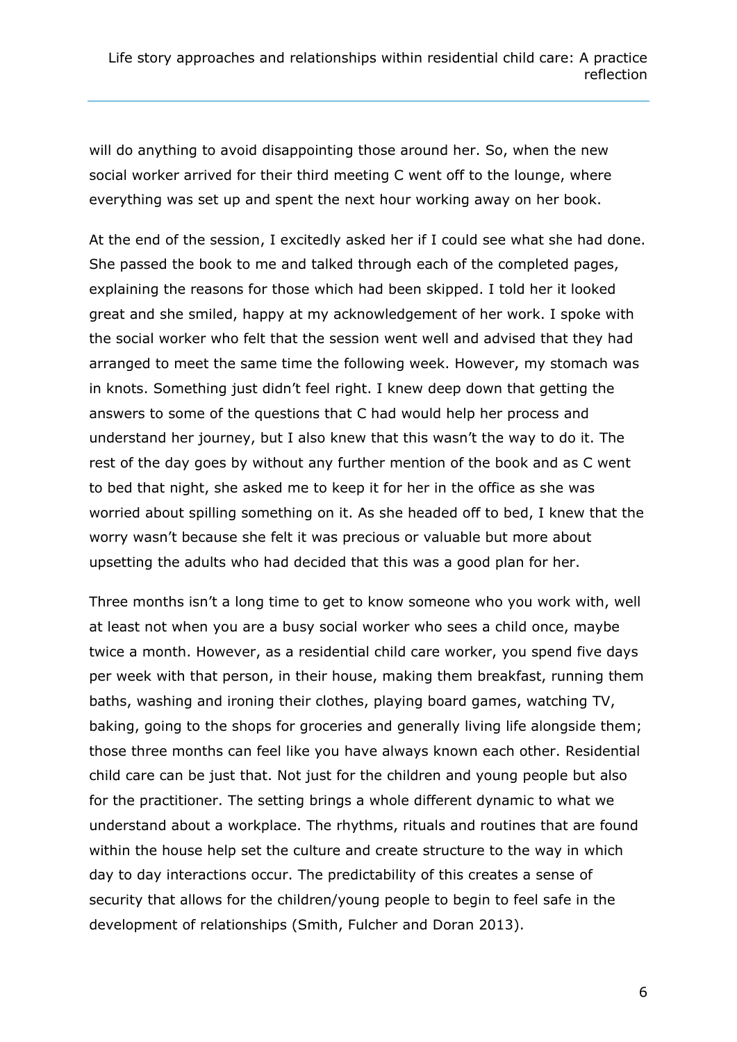will do anything to avoid disappointing those around her. So, when the new social worker arrived for their third meeting C went off to the lounge, where everything was set up and spent the next hour working away on her book.

At the end of the session, I excitedly asked her if I could see what she had done. She passed the book to me and talked through each of the completed pages, explaining the reasons for those which had been skipped. I told her it looked great and she smiled, happy at my acknowledgement of her work. I spoke with the social worker who felt that the session went well and advised that they had arranged to meet the same time the following week. However, my stomach was in knots. Something just didn't feel right. I knew deep down that getting the answers to some of the questions that C had would help her process and understand her journey, but I also knew that this wasn't the way to do it. The rest of the day goes by without any further mention of the book and as C went to bed that night, she asked me to keep it for her in the office as she was worried about spilling something on it. As she headed off to bed, I knew that the worry wasn't because she felt it was precious or valuable but more about upsetting the adults who had decided that this was a good plan for her.

Three months isn't a long time to get to know someone who you work with, well at least not when you are a busy social worker who sees a child once, maybe twice a month. However, as a residential child care worker, you spend five days per week with that person, in their house, making them breakfast, running them baths, washing and ironing their clothes, playing board games, watching TV, baking, going to the shops for groceries and generally living life alongside them; those three months can feel like you have always known each other. Residential child care can be just that. Not just for the children and young people but also for the practitioner. The setting brings a whole different dynamic to what we understand about a workplace. The rhythms, rituals and routines that are found within the house help set the culture and create structure to the way in which day to day interactions occur. The predictability of this creates a sense of security that allows for the children/young people to begin to feel safe in the development of relationships (Smith, Fulcher and Doran 2013).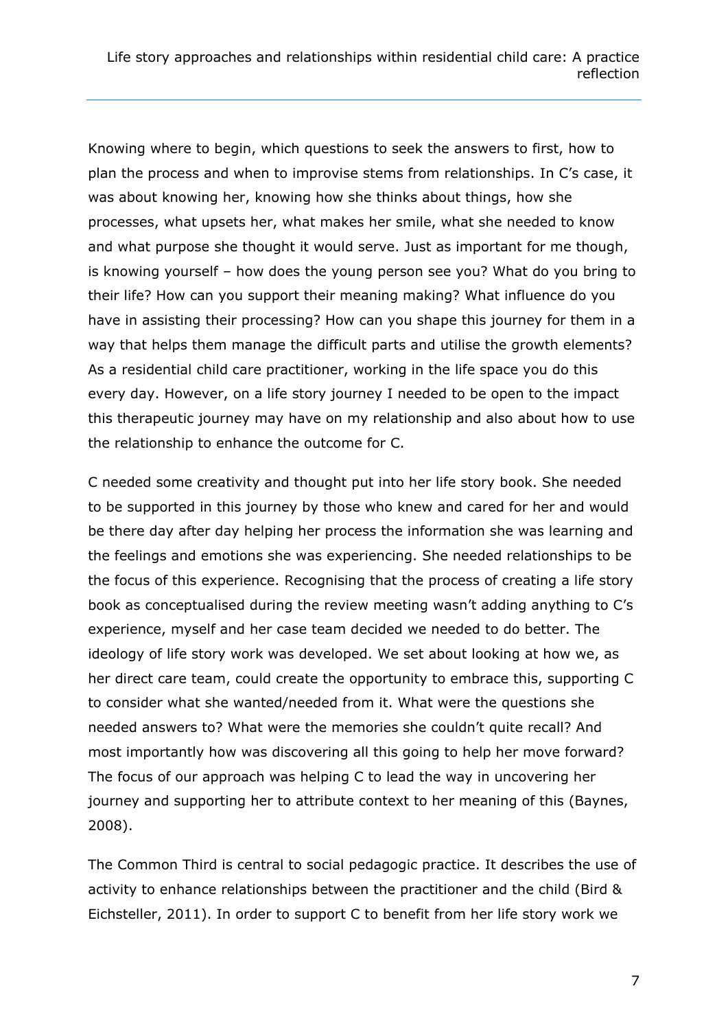Knowing where to begin, which questions to seek the answers to first, how to plan the process and when to improvise stems from relationships. In C's case, it was about knowing her, knowing how she thinks about things, how she processes, what upsets her, what makes her smile, what she needed to know and what purpose she thought it would serve. Just as important for me though, is knowing yourself – how does the young person see you? What do you bring to their life? How can you support their meaning making? What influence do you have in assisting their processing? How can you shape this journey for them in a way that helps them manage the difficult parts and utilise the growth elements? As a residential child care practitioner, working in the life space you do this every day. However, on a life story journey I needed to be open to the impact this therapeutic journey may have on my relationship and also about how to use the relationship to enhance the outcome for C.

C needed some creativity and thought put into her life story book. She needed to be supported in this journey by those who knew and cared for her and would be there day after day helping her process the information she was learning and the feelings and emotions she was experiencing. She needed relationships to be the focus of this experience. Recognising that the process of creating a life story book as conceptualised during the review meeting wasn't adding anything to C's experience, myself and her case team decided we needed to do better. The ideology of life story work was developed. We set about looking at how we, as her direct care team, could create the opportunity to embrace this, supporting C to consider what she wanted/needed from it. What were the questions she needed answers to? What were the memories she couldn't quite recall? And most importantly how was discovering all this going to help her move forward? The focus of our approach was helping C to lead the way in uncovering her journey and supporting her to attribute context to her meaning of this (Baynes, 2008).

The Common Third is central to social pedagogic practice. It describes the use of activity to enhance relationships between the practitioner and the child (Bird & Eichsteller, 2011). In order to support C to benefit from her life story work we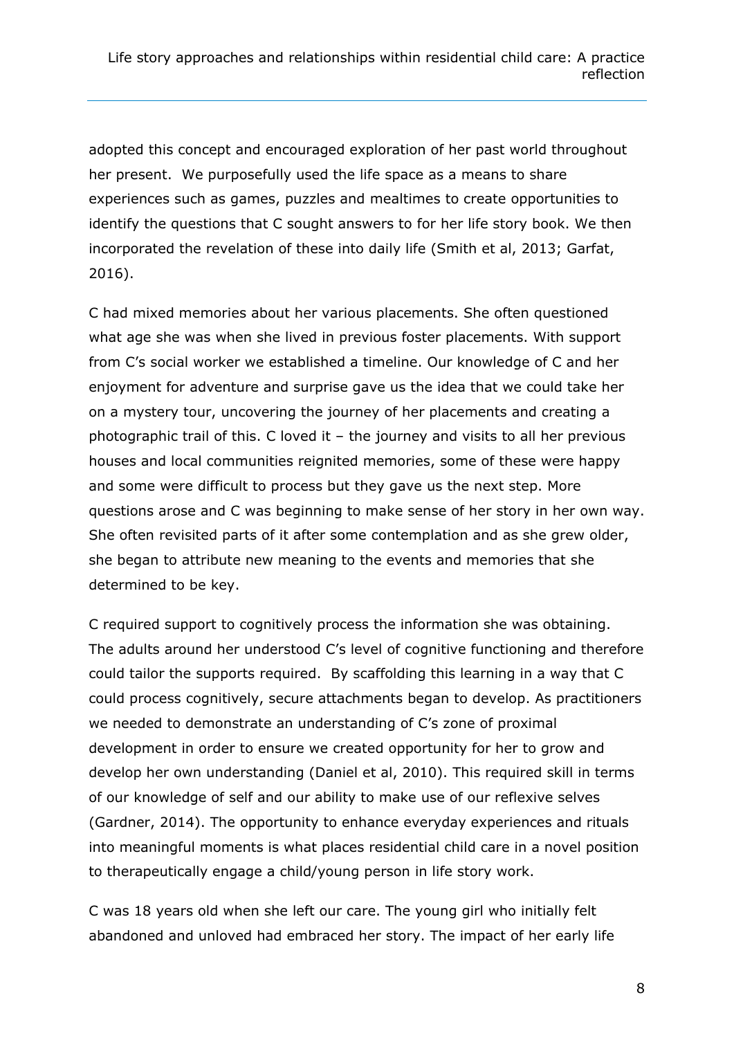adopted this concept and encouraged exploration of her past world throughout her present. We purposefully used the life space as a means to share experiences such as games, puzzles and mealtimes to create opportunities to identify the questions that C sought answers to for her life story book. We then incorporated the revelation of these into daily life (Smith et al, 2013; Garfat, 2016).

C had mixed memories about her various placements. She often questioned what age she was when she lived in previous foster placements. With support from C's social worker we established a timeline. Our knowledge of C and her enjoyment for adventure and surprise gave us the idea that we could take her on a mystery tour, uncovering the journey of her placements and creating a photographic trail of this. C loved it – the journey and visits to all her previous houses and local communities reignited memories, some of these were happy and some were difficult to process but they gave us the next step. More questions arose and C was beginning to make sense of her story in her own way. She often revisited parts of it after some contemplation and as she grew older, she began to attribute new meaning to the events and memories that she determined to be key.

C required support to cognitively process the information she was obtaining. The adults around her understood C's level of cognitive functioning and therefore could tailor the supports required. By scaffolding this learning in a way that C could process cognitively, secure attachments began to develop. As practitioners we needed to demonstrate an understanding of C's zone of proximal development in order to ensure we created opportunity for her to grow and develop her own understanding (Daniel et al, 2010). This required skill in terms of our knowledge of self and our ability to make use of our reflexive selves (Gardner, 2014). The opportunity to enhance everyday experiences and rituals into meaningful moments is what places residential child care in a novel position to therapeutically engage a child/young person in life story work.

C was 18 years old when she left our care. The young girl who initially felt abandoned and unloved had embraced her story. The impact of her early life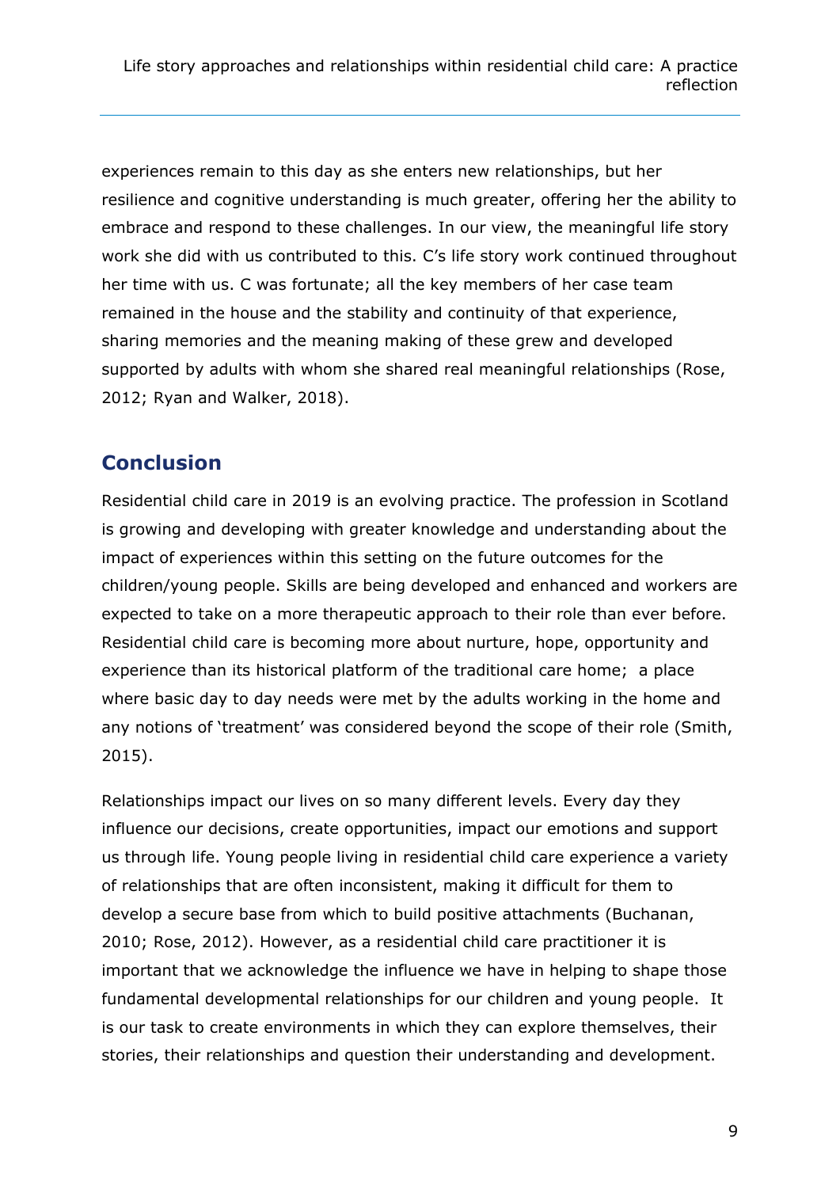experiences remain to this day as she enters new relationships, but her resilience and cognitive understanding is much greater, offering her the ability to embrace and respond to these challenges. In our view, the meaningful life story work she did with us contributed to this. C's life story work continued throughout her time with us. C was fortunate; all the key members of her case team remained in the house and the stability and continuity of that experience, sharing memories and the meaning making of these grew and developed supported by adults with whom she shared real meaningful relationships (Rose, 2012; Ryan and Walker, 2018).

## Conclusion

Residential child care in 2019 is an evolving practice. The profession in Scotland is growing and developing with greater knowledge and understanding about the impact of experiences within this setting on the future outcomes for the children/young people. Skills are being developed and enhanced and workers are expected to take on a more therapeutic approach to their role than ever before. Residential child care is becoming more about nurture, hope, opportunity and experience than its historical platform of the traditional care home; a place where basic day to day needs were met by the adults working in the home and any notions of 'treatment' was considered beyond the scope of their role (Smith, 2015).

Relationships impact our lives on so many different levels. Every day they influence our decisions, create opportunities, impact our emotions and support us through life. Young people living in residential child care experience a variety of relationships that are often inconsistent, making it difficult for them to develop a secure base from which to build positive attachments (Buchanan, 2010; Rose, 2012). However, as a residential child care practitioner it is important that we acknowledge the influence we have in helping to shape those fundamental developmental relationships for our children and young people. It is our task to create environments in which they can explore themselves, their stories, their relationships and question their understanding and development.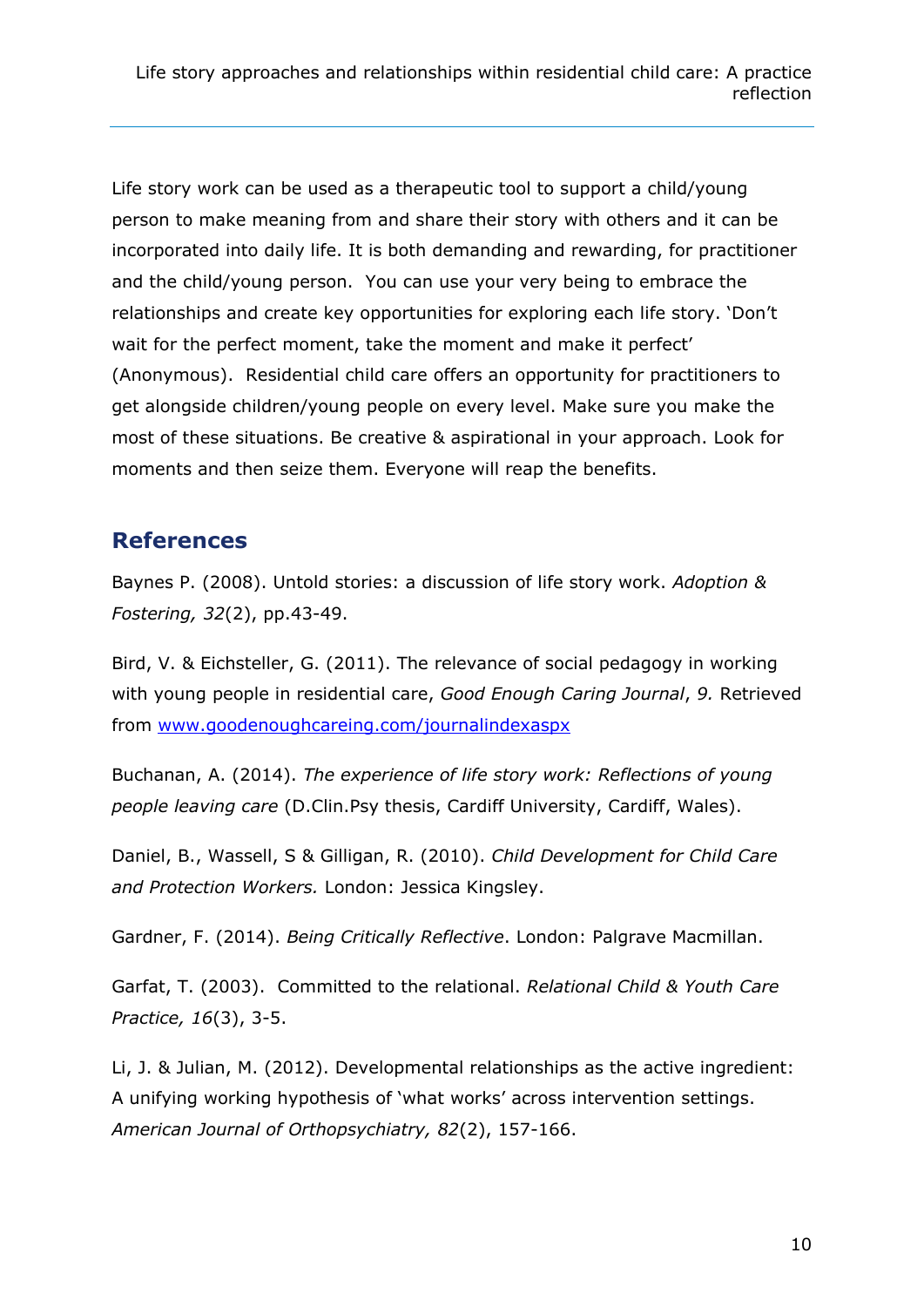Life story work can be used as a therapeutic tool to support a child/young person to make meaning from and share their story with others and it can be incorporated into daily life. It is both demanding and rewarding, for practitioner and the child/young person. You can use your very being to embrace the relationships and create key opportunities for exploring each life story. 'Don't wait for the perfect moment, take the moment and make it perfect' (Anonymous). Residential child care offers an opportunity for practitioners to get alongside children/young people on every level. Make sure you make the most of these situations. Be creative & aspirational in your approach. Look for moments and then seize them. Everyone will reap the benefits.

## References

Baynes P. (2008). Untold stories: a discussion of life story work. *Adoption & Fostering, 32*(2), pp.43-49.

Bird, V. & Eichsteller, G. (2011). The relevance of social pedagogy in working with young people in residential care, *Good Enough Caring Journal*, *9.* Retrieved from [www.goodenoughcareing.com/journalindexaspx](www.goodenoughcareing.com/journalindexaspx)

Buchanan, A. (2014). *The experience of life story work: Reflections of young people leaving care* (D.Clin.Psy thesis, Cardiff University, Cardiff, Wales).

Daniel, B., Wassell, S & Gilligan, R. (2010). *Child Development for Child Care and Protection Workers.* London: Jessica Kingsley.

Gardner, F. (2014). *Being Critically Reflective*. London: Palgrave Macmillan.

Garfat, T. (2003). Committed to the relational. *Relational Child & Youth Care Practice, 16*(3), 3-5.

Li, J. & Julian, M. (2012). Developmental relationships as the active ingredient: A unifying working hypothesis of 'what works' across intervention settings. *American Journal of Orthopsychiatry, 82*(2), 157-166.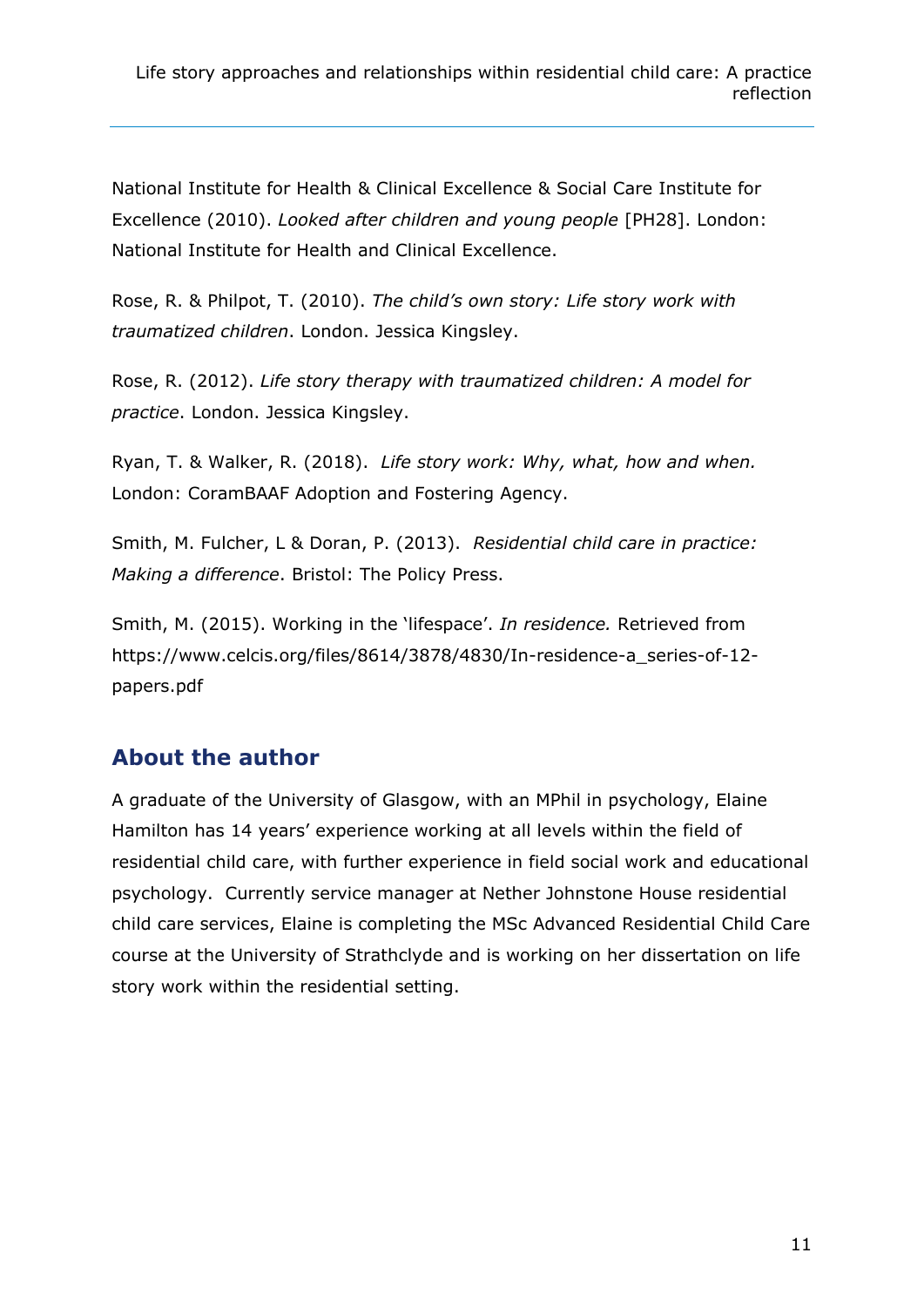National Institute for Health & Clinical Excellence & Social Care Institute for Excellence (2010). *Looked after children and young people* [PH28]. London: National Institute for Health and Clinical Excellence.

Rose, R. & Philpot, T. (2010). *The child's own story: Life story work with traumatized children*. London. Jessica Kingsley.

Rose, R. (2012). *Life story therapy with traumatized children: A model for practice*. London. Jessica Kingsley.

Ryan, T. & Walker, R. (2018). *Life story work: Why, what, how and when.* London: CoramBAAF Adoption and Fostering Agency.

Smith, M. Fulcher, L & Doran, P. (2013). *Residential child care in practice: Making a difference*. Bristol: The Policy Press.

Smith, M. (2015). Working in the 'lifespace'. *In residence.* Retrieved from https://www.celcis.org/files/8614/3878/4830/In-residence-a_series-of-12-papers.pdf

## About the author

A graduate of the University of Glasgow, with an MPhil in psychology, Elaine Hamilton has 14 years' experience working at all levels within the field of residential child care, with further experience in field social work and educational psychology. Currently service manager at Nether Johnstone House residential child care services, Elaine is completing the MSc Advanced Residential Child Care course at the University of Strathclyde and is working on her dissertation on life story work within the residential setting.